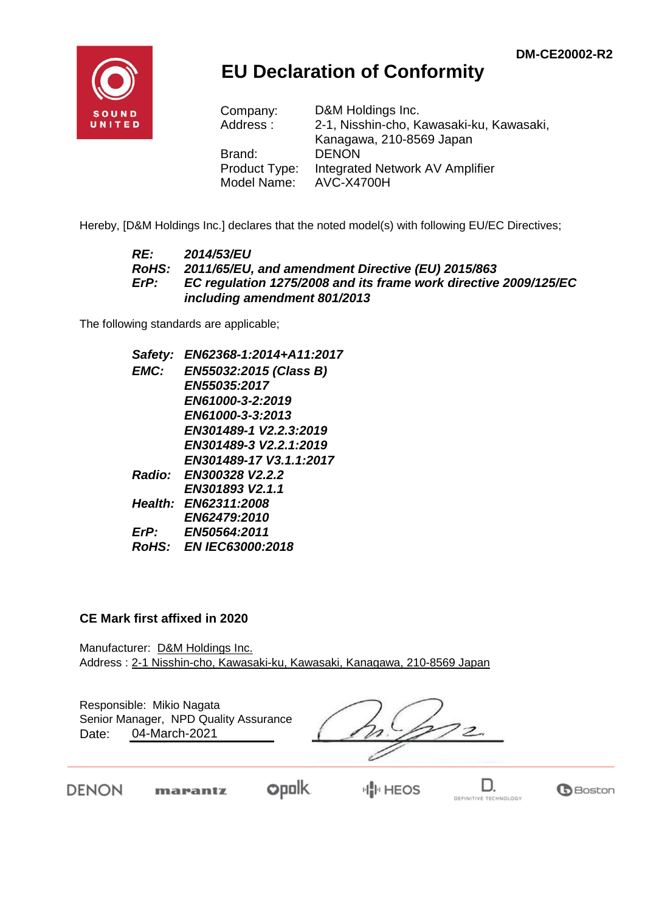DM-CE20002-R2

# EU Declaration of Conformity

| | |
|---|---|
| Company: | D&M Holdings Inc. |
| Address : | 2-1, Nisshin-cho, Kawasaki-ku, Kawasaki, Kanagawa, 210-8569 Japan |
| Brand: | DENON |
| Product Type: | Integrated Network AV Amplifier |
| Model Name: | AVC-X4700H |

Hereby, [D&M Holdings Inc.] declares that the noted model(s) with following EU/EC Directives;

***RE:*** ***2014/53/EU***
***RoHS:*** ***2011/65/EU, and amendment Directive (EU) 2015/863***
***ErP:*** ***EC regulation 1275/2008 and its frame work directive 2009/125/EC including amendment 801/2013***

The following standards are applicable;

***Safety:*** ***EN62368-1:2014+A11:2017***
***EMC:*** ***EN55032:2015 (Class B)***
***EN55035:2017***
***EN61000-3-2:2019***
***EN61000-3-3:2013***
***EN301489-1 V2.2.3:2019***
***EN301489-3 V2.2.1:2019***
***EN301489-17 V3.1.1:2017***
***Radio:*** ***EN300328 V2.2.2***
***EN301893 V2.1.1***
***Health:*** ***EN62311:2008***
***EN62479:2010***
***ErP:*** ***EN50564:2011***
***RoHS:*** ***EN IEC63000:2018***

**CE Mark first affixed in 2020**

Manufacturer: D&M Holdings Inc.
Address : 2-1 Nisshin-cho, Kawasaki-ku, Kawasaki, Kanagawa, 210-8569 Japan

Responsible: Mikio Nagata
Senior Manager, NPD Quality Assurance
Date: 04-March-2021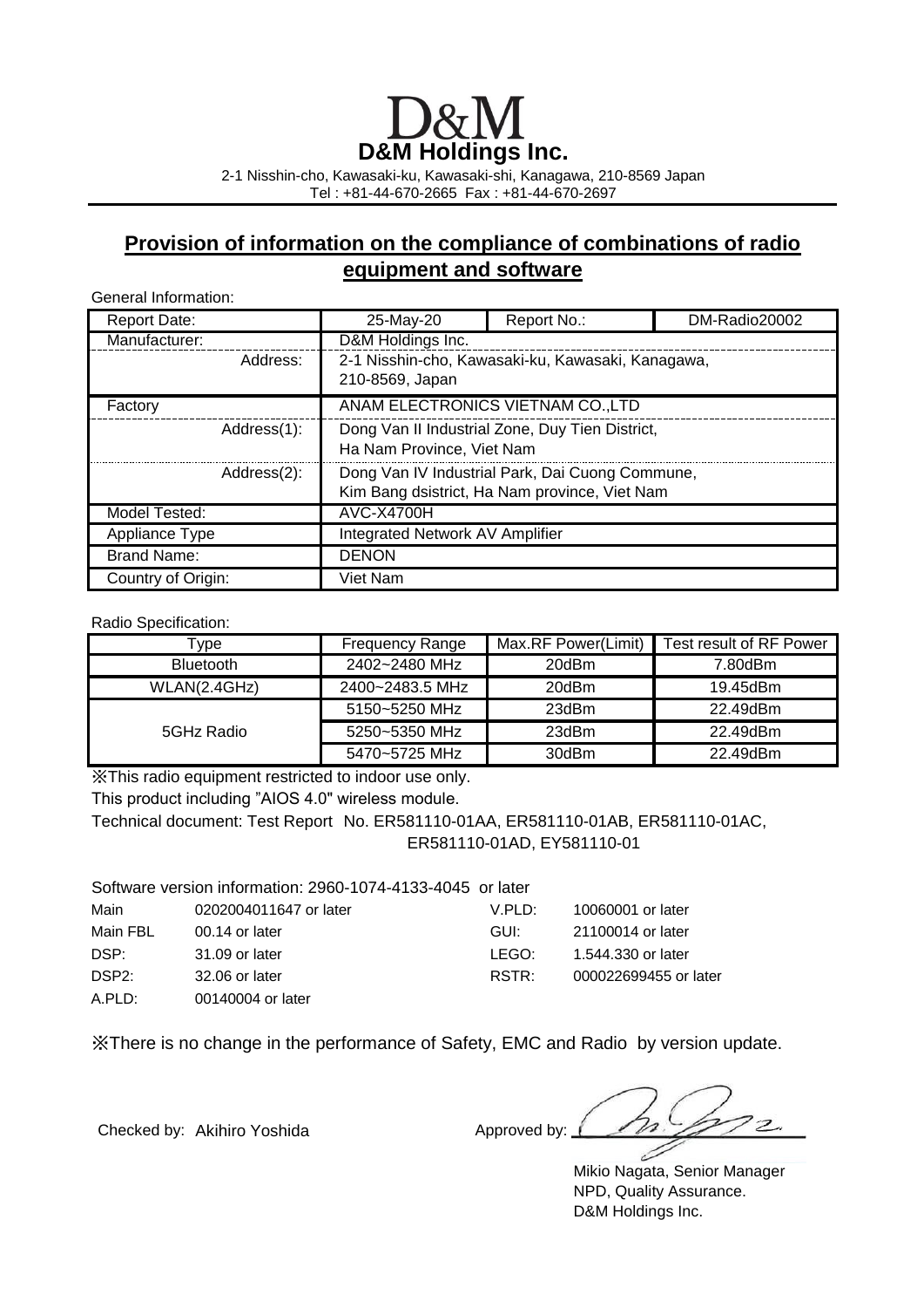D&M

**D&M Holdings Inc.**

2-1 Nisshin-cho, Kawasaki-ku, Kawasaki-shi, Kanagawa, 210-8569 Japan
Tel : +81-44-670-2665 Fax : +81-44-670-2697

## Provision of information on the compliance of combinations of radio equipment and software

General Information:

| | | | |
|---|---|---|---|
| Report Date: | 25-May-20 | Report No.: | DM-Radio20002 |
| Manufacturer: | D&M Holdings Inc. | | |
| Address: | 2-1 Nisshin-cho, Kawasaki-ku, Kawasaki, Kanagawa, 210-8569, Japan | | |
| Factory | ANAM ELECTRONICS VIETNAM CO.,LTD | | |
| Address(1): | Dong Van II Industrial Zone, Duy Tien District, Ha Nam Province, Viet Nam | | |
| Address(2): | Dong Van IV Industrial Park, Dai Cuong Commune, Kim Bang dsistrict, Ha Nam province, Viet Nam | | |
| Model Tested: | AVC-X4700H | | |
| Appliance Type | Integrated Network AV Amplifier | | |
| Brand Name: | DENON | | |
| Country of Origin: | Viet Nam | | |

Radio Specification:

| Type | Frequency Range | Max.RF Power(Limit) | Test result of RF Power |
|---|---|---|---|
| Bluetooth | 2402~2480 MHz | 20dBm | 7.80dBm |
| WLAN(2.4GHz) | 2400~2483.5 MHz | 20dBm | 19.45dBm |
| 5GHz Radio | 5150~5250 MHz | 23dBm | 22.49dBm |
| | 5250~5350 MHz | 23dBm | 22.49dBm |
| | 5470~5725 MHz | 30dBm | 22.49dBm |

※This radio equipment restricted to indoor use only.

This product including "AIOS 4.0" wireless module.

Technical document: Test Report No. ER581110-01AA, ER581110-01AB, ER581110-01AC, ER581110-01AD, EY581110-01

Software version information: 2960-1074-4133-4045 or later

| | | | |
|---|---|---|---|
| Main | 0202004011647 or later | V.PLD: | 10060001 or later |
| Main FBL | 00.14 or later | GUI: | 21100014 or later |
| DSP: | 31.09 or later | LEGO: | 1.544.330 or later |
| DSP2: | 32.06 or later | RSTR: | 000022699455 or later |
| A.PLD: | 00140004 or later | | |

※There is no change in the performance of Safety, EMC and Radio by version update.

Checked by: Akihiro Yoshida

Approved by:

Mikio Nagata, Senior Manager
NPD, Quality Assurance.
D&M Holdings Inc.